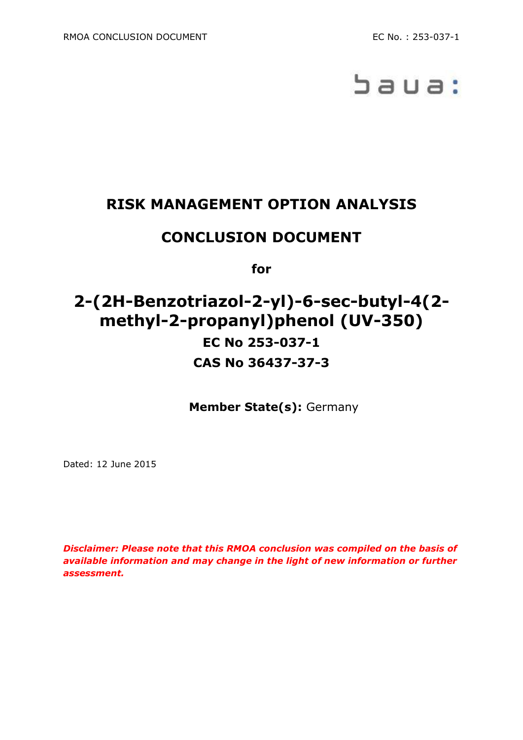baua:

# RISK MANAGEMENT OPTION ANALYSIS

# CONCLUSION DOCUMENT

**for**

# 2-(2H-Benzotriazol-2-yl)-6-sec-butyl-4(2-methyl-2-propanyl)phenol (UV-350)

## EC No 253-037-1

## CAS No 36437-37-3

**Member State(s):** Germany

Dated: 12 June 2015

***Disclaimer: Please note that this RMOA conclusion was compiled on the basis of available information and may change in the light of new information or further assessment.***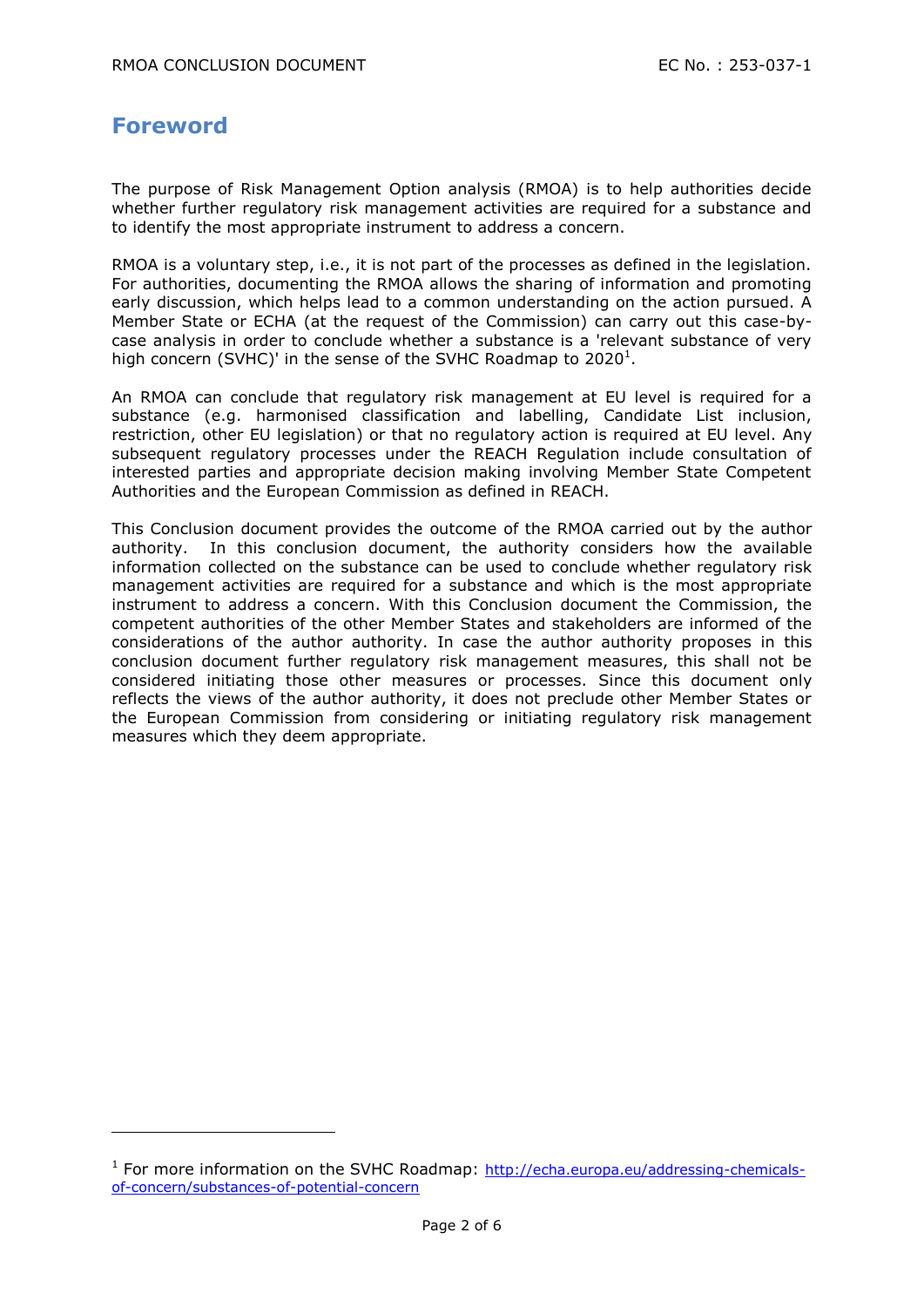# Foreword

The purpose of Risk Management Option analysis (RMOA) is to help authorities decide whether further regulatory risk management activities are required for a substance and to identify the most appropriate instrument to address a concern.

RMOA is a voluntary step, i.e., it is not part of the processes as defined in the legislation. For authorities, documenting the RMOA allows the sharing of information and promoting early discussion, which helps lead to a common understanding on the action pursued. A Member State or ECHA (at the request of the Commission) can carry out this case-by-case analysis in order to conclude whether a substance is a 'relevant substance of very high concern (SVHC)' in the sense of the SVHC Roadmap to 2020[1].

An RMOA can conclude that regulatory risk management at EU level is required for a substance (e.g. harmonised classification and labelling, Candidate List inclusion, restriction, other EU legislation) or that no regulatory action is required at EU level. Any subsequent regulatory processes under the REACH Regulation include consultation of interested parties and appropriate decision making involving Member State Competent Authorities and the European Commission as defined in REACH.

This Conclusion document provides the outcome of the RMOA carried out by the author authority. In this conclusion document, the authority considers how the available information collected on the substance can be used to conclude whether regulatory risk management activities are required for a substance and which is the most appropriate instrument to address a concern. With this Conclusion document the Commission, the competent authorities of the other Member States and stakeholders are informed of the considerations of the author authority. In case the author authority proposes in this conclusion document further regulatory risk management measures, this shall not be considered initiating those other measures or processes. Since this document only reflects the views of the author authority, it does not preclude other Member States or the European Commission from considering or initiating regulatory risk management measures which they deem appropriate.

---

[1] For more information on the SVHC Roadmap: http://echa.europa.eu/addressing-chemicals-of-concern/substances-of-potential-concern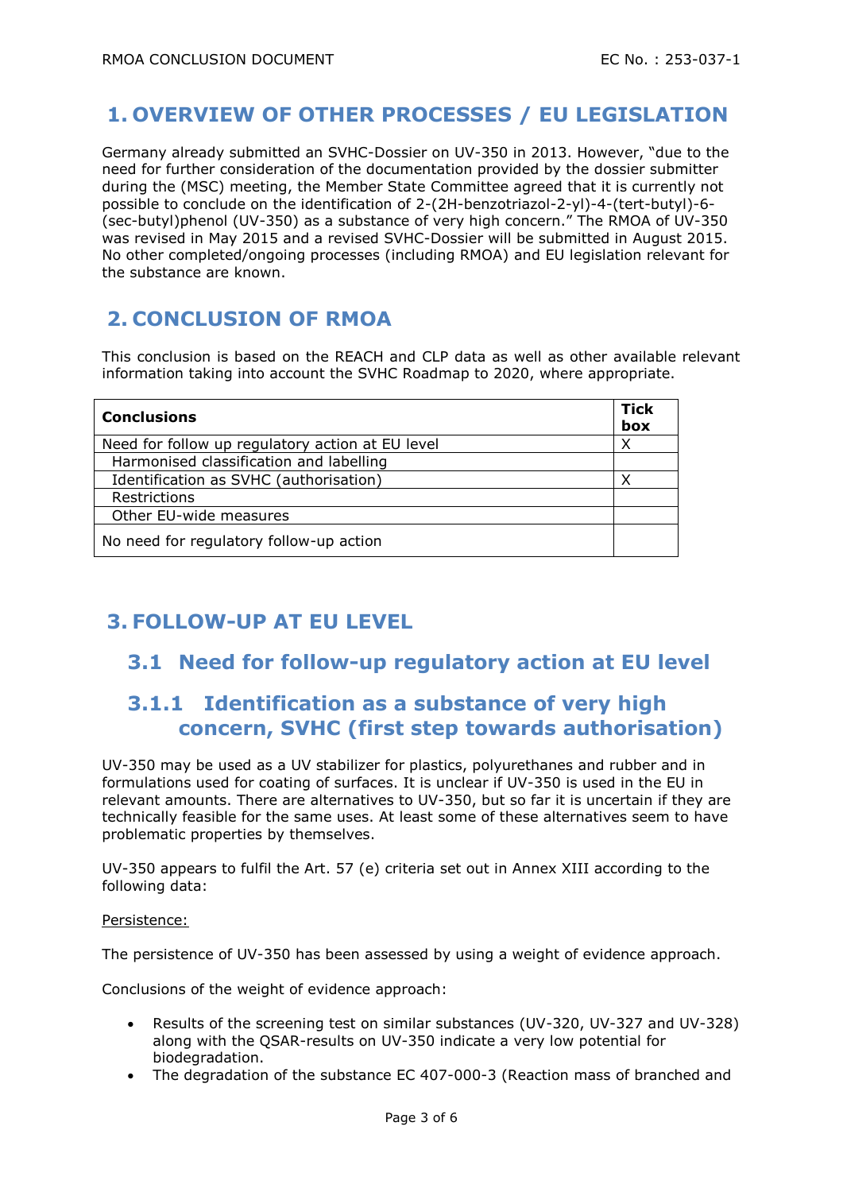# 1. OVERVIEW OF OTHER PROCESSES / EU LEGISLATION

Germany already submitted an SVHC-Dossier on UV-350 in 2013. However, "due to the need for further consideration of the documentation provided by the dossier submitter during the (MSC) meeting, the Member State Committee agreed that it is currently not possible to conclude on the identification of 2-(2H-benzotriazol-2-yl)-4-(tert-butyl)-6-(sec-butyl)phenol (UV-350) as a substance of very high concern." The RMOA of UV-350 was revised in May 2015 and a revised SVHC-Dossier will be submitted in August 2015. No other completed/ongoing processes (including RMOA) and EU legislation relevant for the substance are known.

# 2. CONCLUSION OF RMOA

This conclusion is based on the REACH and CLP data as well as other available relevant information taking into account the SVHC Roadmap to 2020, where appropriate.

| Conclusions | Tick box |
|---|---|
| Need for follow up regulatory action at EU level | X |
| Harmonised classification and labelling | |
| Identification as SVHC (authorisation) | X |
| Restrictions | |
| Other EU-wide measures | |
| No need for regulatory follow-up action | |

# 3. FOLLOW-UP AT EU LEVEL

## 3.1 Need for follow-up regulatory action at EU level

### 3.1.1 Identification as a substance of very high concern, SVHC (first step towards authorisation)

UV-350 may be used as a UV stabilizer for plastics, polyurethanes and rubber and in formulations used for coating of surfaces. It is unclear if UV-350 is used in the EU in relevant amounts. There are alternatives to UV-350, but so far it is uncertain if they are technically feasible for the same uses. At least some of these alternatives seem to have problematic properties by themselves.

UV-350 appears to fulfil the Art. 57 (e) criteria set out in Annex XIII according to the following data:

Persistence:

The persistence of UV-350 has been assessed by using a weight of evidence approach.

Conclusions of the weight of evidence approach:

- Results of the screening test on similar substances (UV-320, UV-327 and UV-328) along with the QSAR-results on UV-350 indicate a very low potential for biodegradation.
- The degradation of the substance EC 407-000-3 (Reaction mass of branched and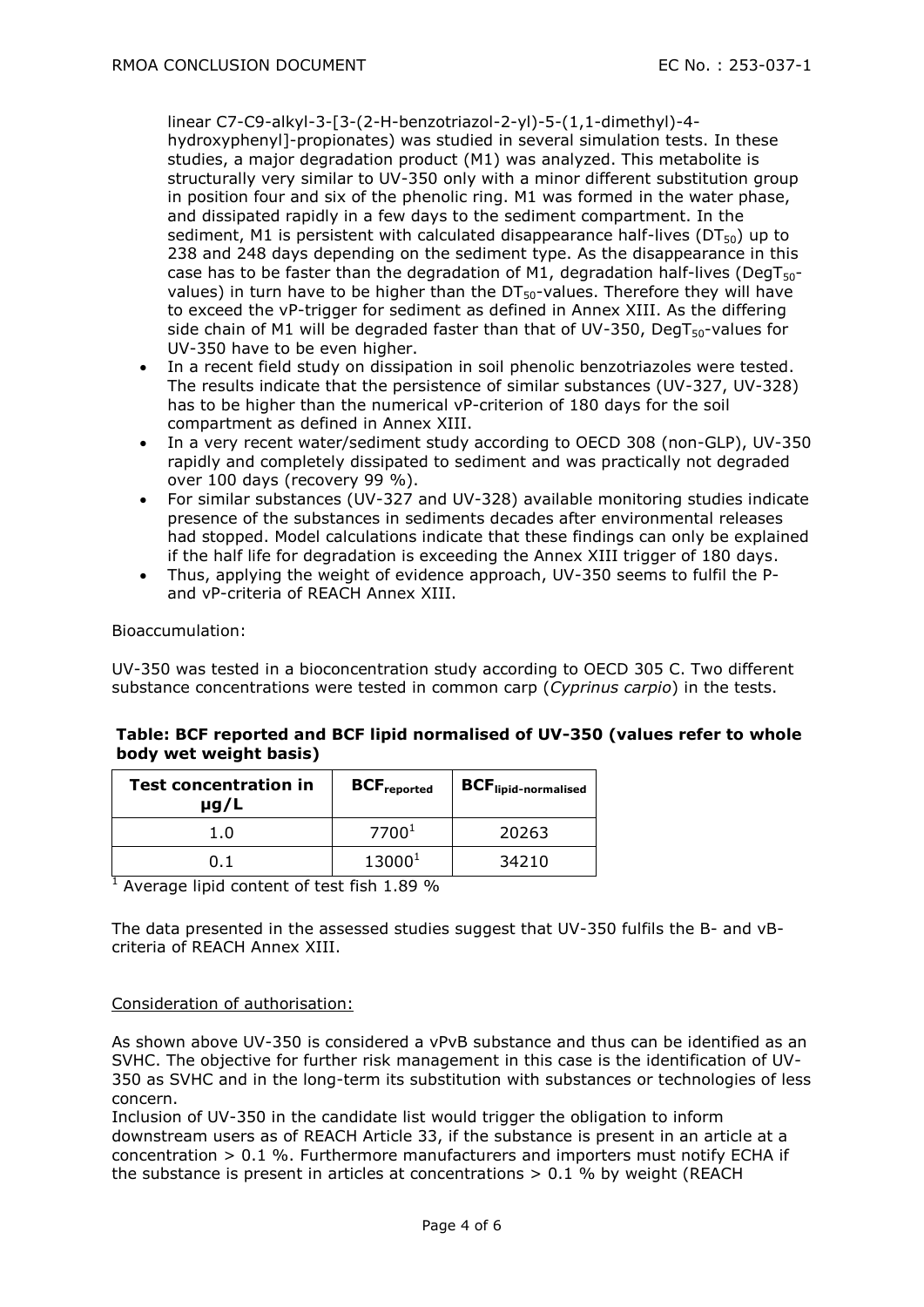linear C7-C9-alkyl-3-[3-(2-H-benzotriazol-2-yl)-5-(1,1-dimethyl)-4-hydroxyphenyl]-propionates) was studied in several simulation tests. In these studies, a major degradation product (M1) was analyzed. This metabolite is structurally very similar to UV-350 only with a minor different substitution group in position four and six of the phenolic ring. M1 was formed in the water phase, and dissipated rapidly in a few days to the sediment compartment. In the sediment, M1 is persistent with calculated disappearance half-lives ($DT_{50}$) up to 238 and 248 days depending on the sediment type. As the disappearance in this case has to be faster than the degradation of M1, degradation half-lives ($DegT_{50}$-values) in turn have to be higher than the $DT_{50}$-values. Therefore they will have to exceed the vP-trigger for sediment as defined in Annex XIII. As the differing side chain of M1 will be degraded faster than that of UV-350, $DegT_{50}$-values for UV-350 have to be even higher.

- In a recent field study on dissipation in soil phenolic benzotriazoles were tested. The results indicate that the persistence of similar substances (UV-327, UV-328) has to be higher than the numerical vP-criterion of 180 days for the soil compartment as defined in Annex XIII.
- In a very recent water/sediment study according to OECD 308 (non-GLP), UV-350 rapidly and completely dissipated to sediment and was practically not degraded over 100 days (recovery 99 %).
- For similar substances (UV-327 and UV-328) available monitoring studies indicate presence of the substances in sediments decades after environmental releases had stopped. Model calculations indicate that these findings can only be explained if the half life for degradation is exceeding the Annex XIII trigger of 180 days.
- Thus, applying the weight of evidence approach, UV-350 seems to fulfil the P- and vP-criteria of REACH Annex XIII.

Bioaccumulation:

UV-350 was tested in a bioconcentration study according to OECD 305 C. Two different substance concentrations were tested in common carp (*Cyprinus carpio*) in the tests.

**Table: BCF reported and BCF lipid normalised of UV-350 (values refer to whole body wet weight basis)**

| Test concentration in µg/L | $BCF_{reported}$ | $BCF_{lipid\text{-}normalised}$ |
|---|---|---|
| 1.0 | 7700[1] | 20263 |
| 0.1 | 13000[1] | 34210 |

[1] Average lipid content of test fish 1.89 %

The data presented in the assessed studies suggest that UV-350 fulfils the B- and vB-criteria of REACH Annex XIII.

Consideration of authorisation:

As shown above UV-350 is considered a vPvB substance and thus can be identified as an SVHC. The objective for further risk management in this case is the identification of UV-350 as SVHC and in the long-term its substitution with substances or technologies of less concern.

Inclusion of UV-350 in the candidate list would trigger the obligation to inform downstream users as of REACH Article 33, if the substance is present in an article at a concentration > 0.1 %. Furthermore manufacturers and importers must notify ECHA if the substance is present in articles at concentrations > 0.1 % by weight (REACH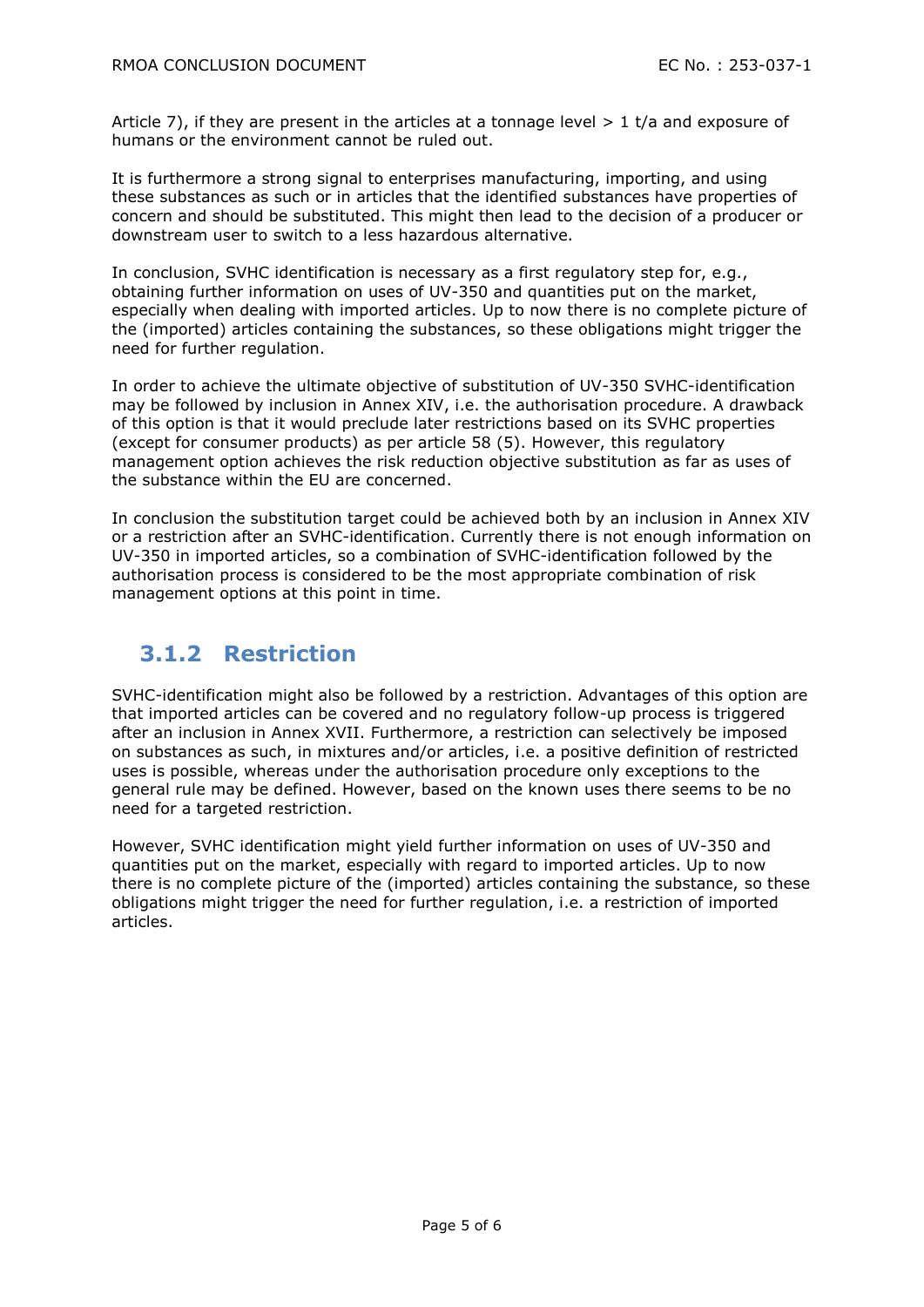Article 7), if they are present in the articles at a tonnage level > 1 t/a and exposure of humans or the environment cannot be ruled out.

It is furthermore a strong signal to enterprises manufacturing, importing, and using these substances as such or in articles that the identified substances have properties of concern and should be substituted. This might then lead to the decision of a producer or downstream user to switch to a less hazardous alternative.

In conclusion, SVHC identification is necessary as a first regulatory step for, e.g., obtaining further information on uses of UV-350 and quantities put on the market, especially when dealing with imported articles. Up to now there is no complete picture of the (imported) articles containing the substances, so these obligations might trigger the need for further regulation.

In order to achieve the ultimate objective of substitution of UV-350 SVHC-identification may be followed by inclusion in Annex XIV, i.e. the authorisation procedure. A drawback of this option is that it would preclude later restrictions based on its SVHC properties (except for consumer products) as per article 58 (5). However, this regulatory management option achieves the risk reduction objective substitution as far as uses of the substance within the EU are concerned.

In conclusion the substitution target could be achieved both by an inclusion in Annex XIV or a restriction after an SVHC-identification. Currently there is not enough information on UV-350 in imported articles, so a combination of SVHC-identification followed by the authorisation process is considered to be the most appropriate combination of risk management options at this point in time.

### 3.1.2 Restriction

SVHC-identification might also be followed by a restriction. Advantages of this option are that imported articles can be covered and no regulatory follow-up process is triggered after an inclusion in Annex XVII. Furthermore, a restriction can selectively be imposed on substances as such, in mixtures and/or articles, i.e. a positive definition of restricted uses is possible, whereas under the authorisation procedure only exceptions to the general rule may be defined. However, based on the known uses there seems to be no need for a targeted restriction.

However, SVHC identification might yield further information on uses of UV-350 and quantities put on the market, especially with regard to imported articles. Up to now there is no complete picture of the (imported) articles containing the substance, so these obligations might trigger the need for further regulation, i.e. a restriction of imported articles.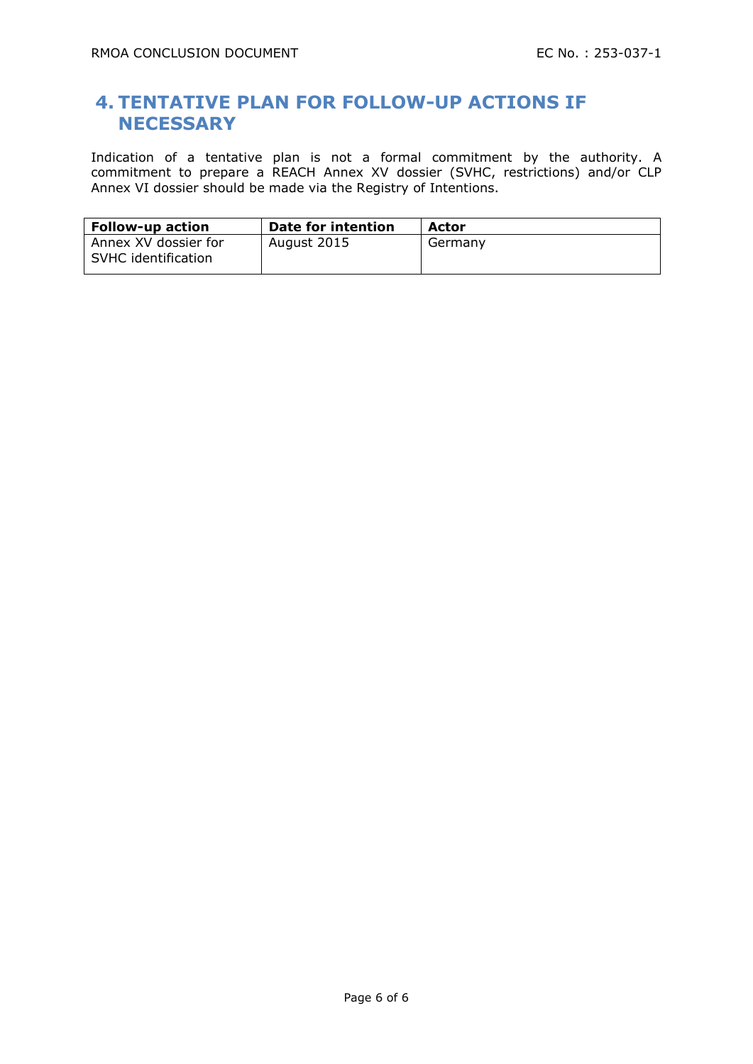# 4. TENTATIVE PLAN FOR FOLLOW-UP ACTIONS IF NECESSARY

Indication of a tentative plan is not a formal commitment by the authority. A commitment to prepare a REACH Annex XV dossier (SVHC, restrictions) and/or CLP Annex VI dossier should be made via the Registry of Intentions.

| Follow-up action | Date for intention | Actor |
|---|---|---|
| Annex XV dossier for SVHC identification | August 2015 | Germany |